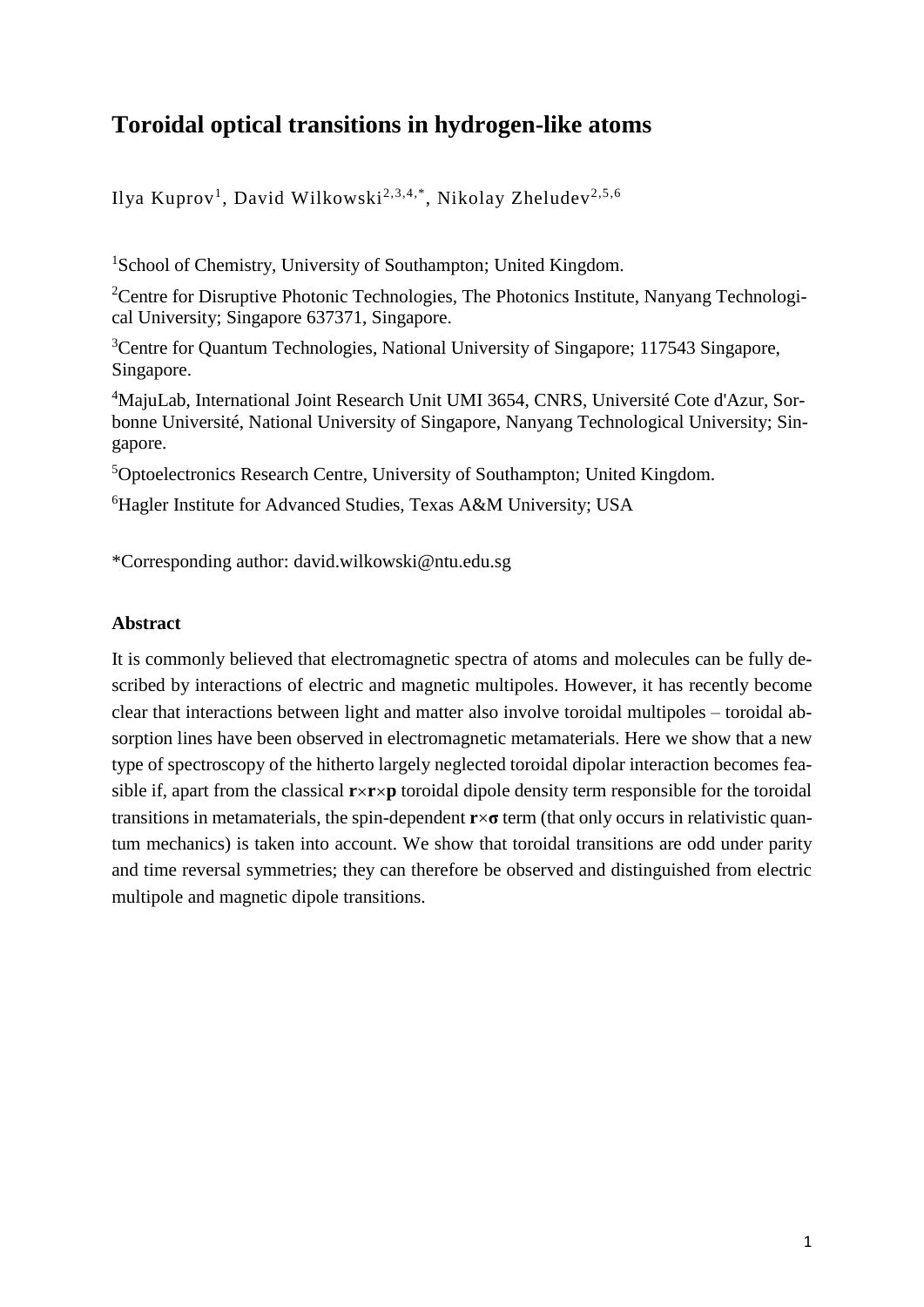# Toroidal optical transitions in hydrogen-like atoms

Ilya Kuprov[1], David Wilkowski[2,3,4,*], Nikolay Zheludev[2,5,6]

[1]School of Chemistry, University of Southampton; United Kingdom.

[2]Centre for Disruptive Photonic Technologies, The Photonics Institute, Nanyang Technological University; Singapore 637371, Singapore.

[3]Centre for Quantum Technologies, National University of Singapore; 117543 Singapore, Singapore.

[4]MajuLab, International Joint Research Unit UMI 3654, CNRS, Université Cote d'Azur, Sorbonne Université, National University of Singapore, Nanyang Technological University; Singapore.

[5]Optoelectronics Research Centre, University of Southampton; United Kingdom.

[6]Hagler Institute for Advanced Studies, Texas A&M University; USA

*Corresponding author: david.wilkowski@ntu.edu.sg

### Abstract

It is commonly believed that electromagnetic spectra of atoms and molecules can be fully described by interactions of electric and magnetic multipoles. However, it has recently become clear that interactions between light and matter also involve toroidal multipoles – toroidal absorption lines have been observed in electromagnetic metamaterials. Here we show that a new type of spectroscopy of the hitherto largely neglected toroidal dipolar interaction becomes feasible if, apart from the classical $\mathbf{r}\times\mathbf{r}\times\mathbf{p}$ toroidal dipole density term responsible for the toroidal transitions in metamaterials, the spin-dependent $\mathbf{r}\times\boldsymbol{\sigma}$ term (that only occurs in relativistic quantum mechanics) is taken into account. We show that toroidal transitions are odd under parity and time reversal symmetries; they can therefore be observed and distinguished from electric multipole and magnetic dipole transitions.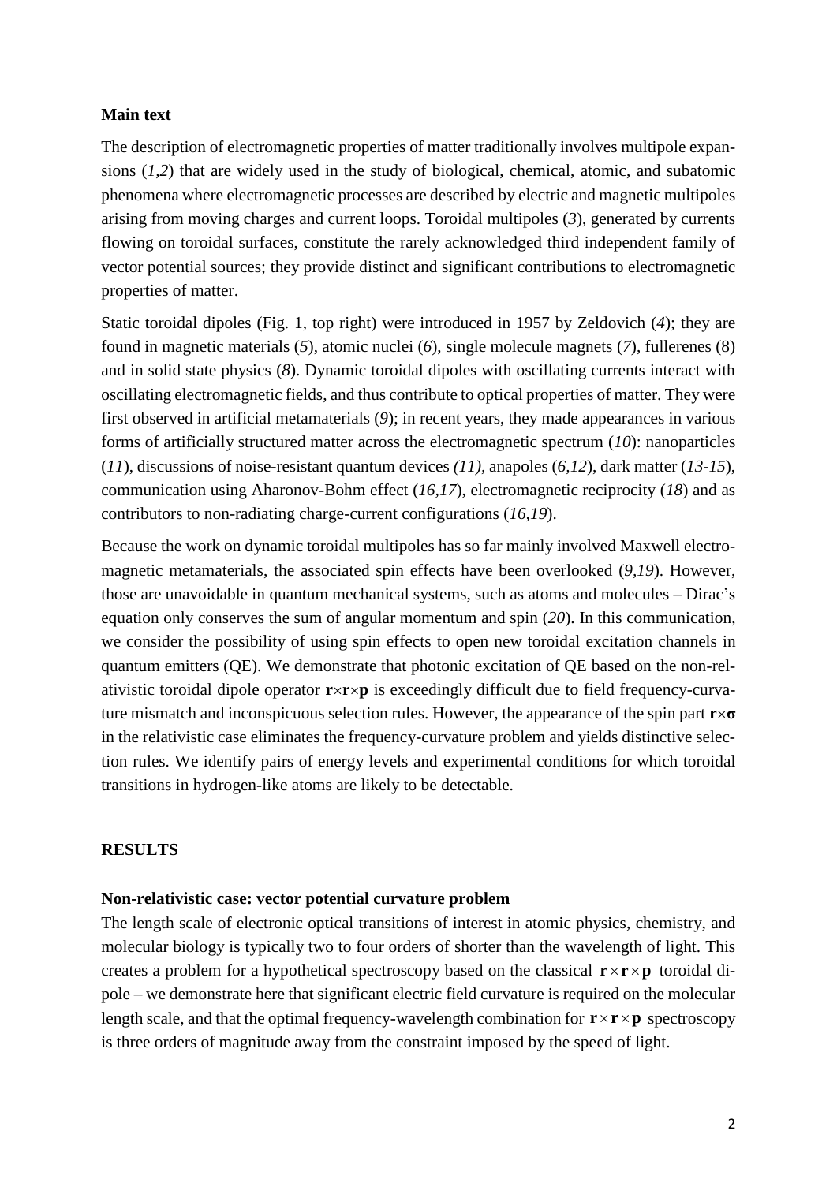**Main text**

The description of electromagnetic properties of matter traditionally involves multipole expansions (*1*,*2*) that are widely used in the study of biological, chemical, atomic, and subatomic phenomena where electromagnetic processes are described by electric and magnetic multipoles arising from moving charges and current loops. Toroidal multipoles (*3*), generated by currents flowing on toroidal surfaces, constitute the rarely acknowledged third independent family of vector potential sources; they provide distinct and significant contributions to electromagnetic properties of matter.

Static toroidal dipoles (Fig. 1, top right) were introduced in 1957 by Zeldovich (*4*); they are found in magnetic materials (*5*), atomic nuclei (*6*), single molecule magnets (*7*), fullerenes (8) and in solid state physics (*8*). Dynamic toroidal dipoles with oscillating currents interact with oscillating electromagnetic fields, and thus contribute to optical properties of matter. They were first observed in artificial metamaterials (*9*); in recent years, they made appearances in various forms of artificially structured matter across the electromagnetic spectrum (*10*): nanoparticles (*11*), discussions of noise-resistant quantum devices *(11)*, anapoles (*6*,*12*), dark matter (*13*-*15*), communication using Aharonov-Bohm effect (*16*,*17*), electromagnetic reciprocity (*18*) and as contributors to non-radiating charge-current configurations (*16*,*19*).

Because the work on dynamic toroidal multipoles has so far mainly involved Maxwell electromagnetic metamaterials, the associated spin effects have been overlooked (*9*,*19*). However, those are unavoidable in quantum mechanical systems, such as atoms and molecules – Dirac's equation only conserves the sum of angular momentum and spin (*20*). In this communication, we consider the possibility of using spin effects to open new toroidal excitation channels in quantum emitters (QE). We demonstrate that photonic excitation of QE based on the non-relativistic toroidal dipole operator $\mathbf{r}\times\mathbf{r}\times\mathbf{p}$ is exceedingly difficult due to field frequency-curvature mismatch and inconspicuous selection rules. However, the appearance of the spin part $\mathbf{r}\times\boldsymbol{\sigma}$ in the relativistic case eliminates the frequency-curvature problem and yields distinctive selection rules. We identify pairs of energy levels and experimental conditions for which toroidal transitions in hydrogen-like atoms are likely to be detectable.

## RESULTS

### Non-relativistic case: vector potential curvature problem

The length scale of electronic optical transitions of interest in atomic physics, chemistry, and molecular biology is typically two to four orders of shorter than the wavelength of light. This creates a problem for a hypothetical spectroscopy based on the classical $\mathbf{r}\times\mathbf{r}\times\mathbf{p}$ toroidal dipole – we demonstrate here that significant electric field curvature is required on the molecular length scale, and that the optimal frequency-wavelength combination for $\mathbf{r}\times\mathbf{r}\times\mathbf{p}$ spectroscopy is three orders of magnitude away from the constraint imposed by the speed of light.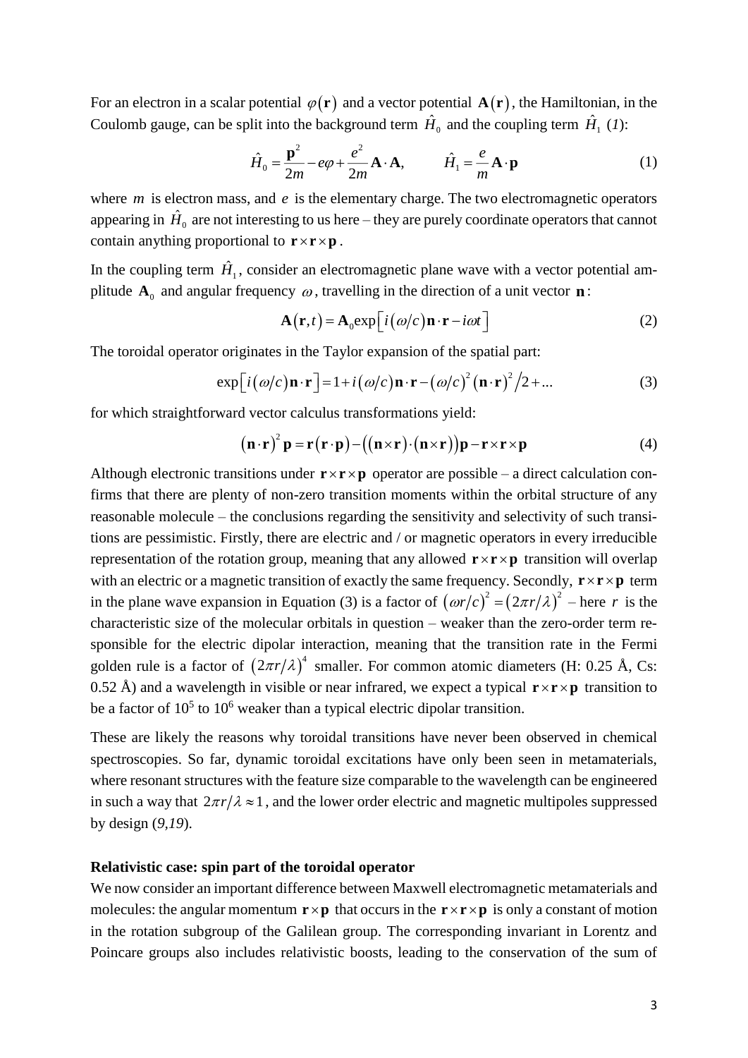For an electron in a scalar potential $\varphi(\mathbf{r})$ and a vector potential $\mathbf{A}(\mathbf{r})$, the Hamiltonian, in the Coulomb gauge, can be split into the background term $\hat{H}_0$ and the coupling term $\hat{H}_1$ (*1*):

$$\hat{H}_0 = \frac{\mathbf{p}^2}{2m} - e\varphi + \frac{e^2}{2m}\mathbf{A}\cdot\mathbf{A}, \qquad \hat{H}_1 = \frac{e}{m}\mathbf{A}\cdot\mathbf{p} \tag{1}$$

where $m$ is electron mass, and $e$ is the elementary charge. The two electromagnetic operators appearing in $\hat{H}_0$ are not interesting to us here – they are purely coordinate operators that cannot contain anything proportional to $\mathbf{r}\times\mathbf{r}\times\mathbf{p}$.

In the coupling term $\hat{H}_1$, consider an electromagnetic plane wave with a vector potential amplitude $\mathbf{A}_0$ and angular frequency $\omega$, travelling in the direction of a unit vector $\mathbf{n}$:

$$\mathbf{A}(\mathbf{r},t) = \mathbf{A}_0 \exp\left[i(\omega/c)\mathbf{n}\cdot\mathbf{r} - i\omega t\right] \tag{2}$$

The toroidal operator originates in the Taylor expansion of the spatial part:

$$\exp\left[i(\omega/c)\mathbf{n}\cdot\mathbf{r}\right] = 1 + i(\omega/c)\mathbf{n}\cdot\mathbf{r} - (\omega/c)^2(\mathbf{n}\cdot\mathbf{r})^2/2 + \ldots \tag{3}$$

for which straightforward vector calculus transformations yield:

$$(\mathbf{n}\cdot\mathbf{r})^2\mathbf{p} = \mathbf{r}(\mathbf{r}\cdot\mathbf{p}) - \left((\mathbf{n}\times\mathbf{r})\cdot(\mathbf{n}\times\mathbf{r})\right)\mathbf{p} - \mathbf{r}\times\mathbf{r}\times\mathbf{p} \tag{4}$$

Although electronic transitions under $\mathbf{r}\times\mathbf{r}\times\mathbf{p}$ operator are possible – a direct calculation confirms that there are plenty of non-zero transition moments within the orbital structure of any reasonable molecule – the conclusions regarding the sensitivity and selectivity of such transitions are pessimistic. Firstly, there are electric and / or magnetic operators in every irreducible representation of the rotation group, meaning that any allowed $\mathbf{r}\times\mathbf{r}\times\mathbf{p}$ transition will overlap with an electric or a magnetic transition of exactly the same frequency. Secondly, $\mathbf{r}\times\mathbf{r}\times\mathbf{p}$ term in the plane wave expansion in Equation (3) is a factor of $(\omega r/c)^2 = (2\pi r/\lambda)^2$ – here $r$ is the characteristic size of the molecular orbitals in question – weaker than the zero-order term responsible for the electric dipolar interaction, meaning that the transition rate in the Fermi golden rule is a factor of $(2\pi r/\lambda)^4$ smaller. For common atomic diameters (H: 0.25 Å, Cs: 0.52 Å) and a wavelength in visible or near infrared, we expect a typical $\mathbf{r}\times\mathbf{r}\times\mathbf{p}$ transition to be a factor of $10^5$ to $10^6$ weaker than a typical electric dipolar transition.

These are likely the reasons why toroidal transitions have never been observed in chemical spectroscopies. So far, dynamic toroidal excitations have only been seen in metamaterials, where resonant structures with the feature size comparable to the wavelength can be engineered in such a way that $2\pi r/\lambda \approx 1$, and the lower order electric and magnetic multipoles suppressed by design (*9*,*19*).

**Relativistic case: spin part of the toroidal operator**

We now consider an important difference between Maxwell electromagnetic metamaterials and molecules: the angular momentum $\mathbf{r}\times\mathbf{p}$ that occurs in the $\mathbf{r}\times\mathbf{r}\times\mathbf{p}$ is only a constant of motion in the rotation subgroup of the Galilean group. The corresponding invariant in Lorentz and Poincare groups also includes relativistic boosts, leading to the conservation of the sum of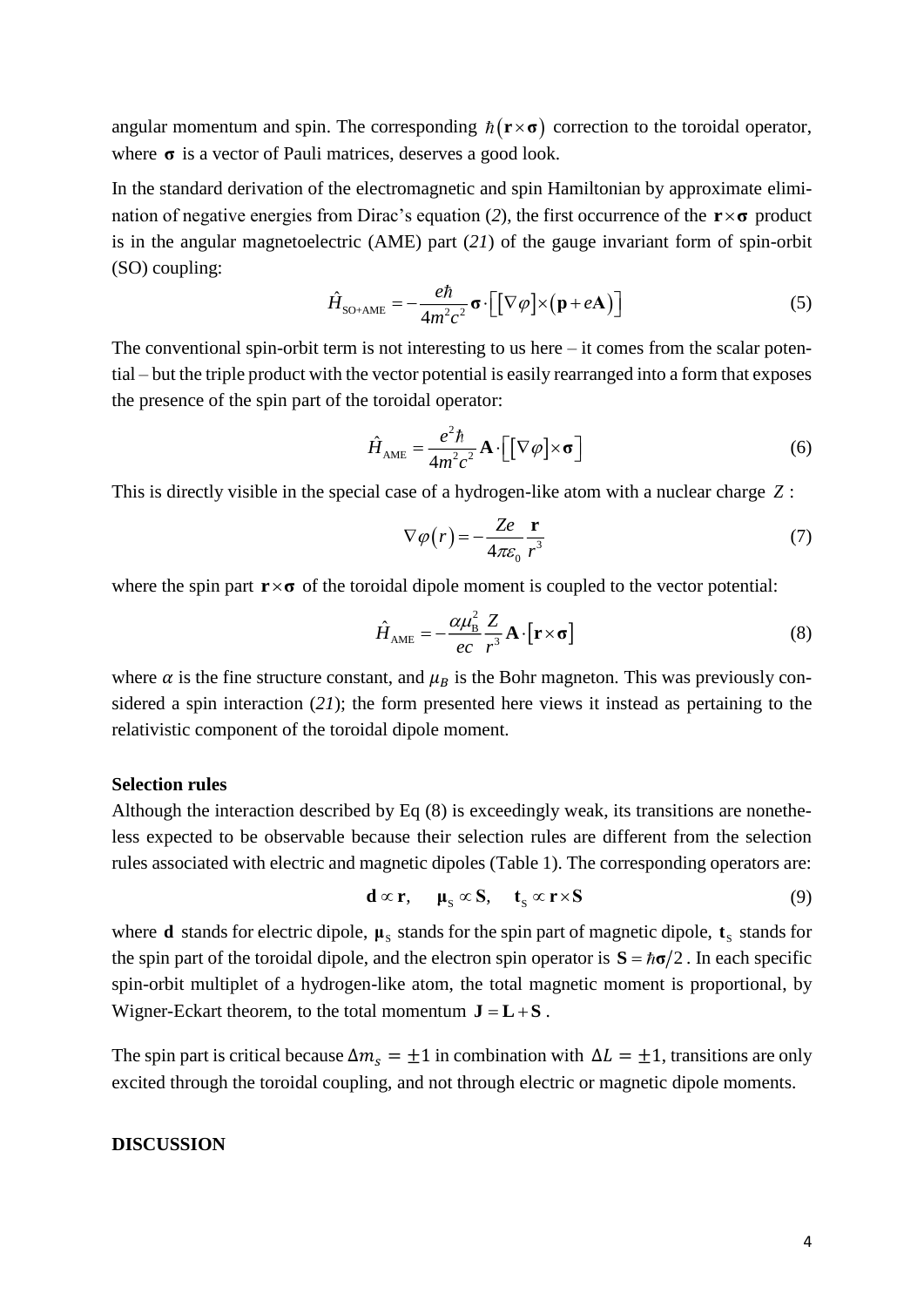angular momentum and spin. The corresponding $\hbar(\mathbf{r}\times\boldsymbol{\sigma})$ correction to the toroidal operator, where $\boldsymbol{\sigma}$ is a vector of Pauli matrices, deserves a good look.

In the standard derivation of the electromagnetic and spin Hamiltonian by approximate elimination of negative energies from Dirac's equation (*2*), the first occurrence of the $\mathbf{r}\times\boldsymbol{\sigma}$ product is in the angular magnetoelectric (AME) part (*21*) of the gauge invariant form of spin-orbit (SO) coupling:

$$\hat{H}_{\text{SO+AME}} = -\frac{e\hbar}{4m^2c^2}\boldsymbol{\sigma}\cdot\left[\left[\nabla\varphi\right]\times\left(\mathbf{p}+e\mathbf{A}\right)\right] \tag{5}$$

The conventional spin-orbit term is not interesting to us here – it comes from the scalar potential – but the triple product with the vector potential is easily rearranged into a form that exposes the presence of the spin part of the toroidal operator:

$$\hat{H}_{\text{AME}} = \frac{e^2\hbar}{4m^2c^2}\mathbf{A}\cdot\left[\left[\nabla\varphi\right]\times\boldsymbol{\sigma}\right] \tag{6}$$

This is directly visible in the special case of a hydrogen-like atom with a nuclear charge $Z$ :

$$\nabla\varphi(r) = -\frac{Ze}{4\pi\varepsilon_0}\frac{\mathbf{r}}{r^3} \tag{7}$$

where the spin part $\mathbf{r}\times\boldsymbol{\sigma}$ of the toroidal dipole moment is coupled to the vector potential:

$$\hat{H}_{\text{AME}} = -\frac{\alpha\mu_{\text{B}}^2}{ec}\frac{Z}{r^3}\mathbf{A}\cdot\left[\mathbf{r}\times\boldsymbol{\sigma}\right] \tag{8}$$

where $\alpha$ is the fine structure constant, and $\mu_B$ is the Bohr magneton. This was previously considered a spin interaction (*21*); the form presented here views it instead as pertaining to the relativistic component of the toroidal dipole moment.

**Selection rules**

Although the interaction described by Eq (8) is exceedingly weak, its transitions are nonetheless expected to be observable because their selection rules are different from the selection rules associated with electric and magnetic dipoles (Table 1). The corresponding operators are:

$$\mathbf{d} \propto \mathbf{r}, \quad \boldsymbol{\mu}_{\text{S}} \propto \mathbf{S}, \quad \mathbf{t}_{\text{S}} \propto \mathbf{r}\times\mathbf{S} \tag{9}$$

where $\mathbf{d}$ stands for electric dipole, $\boldsymbol{\mu}_{\text{S}}$ stands for the spin part of magnetic dipole, $\mathbf{t}_{\text{S}}$ stands for the spin part of the toroidal dipole, and the electron spin operator is $\mathbf{S} = \hbar\boldsymbol{\sigma}/2$ . In each specific spin-orbit multiplet of a hydrogen-like atom, the total magnetic moment is proportional, by Wigner-Eckart theorem, to the total momentum $\mathbf{J} = \mathbf{L} + \mathbf{S}$ .

The spin part is critical because $\Delta m_s = \pm 1$ in combination with $\Delta L = \pm 1$, transitions are only excited through the toroidal coupling, and not through electric or magnetic dipole moments.

**DISCUSSION**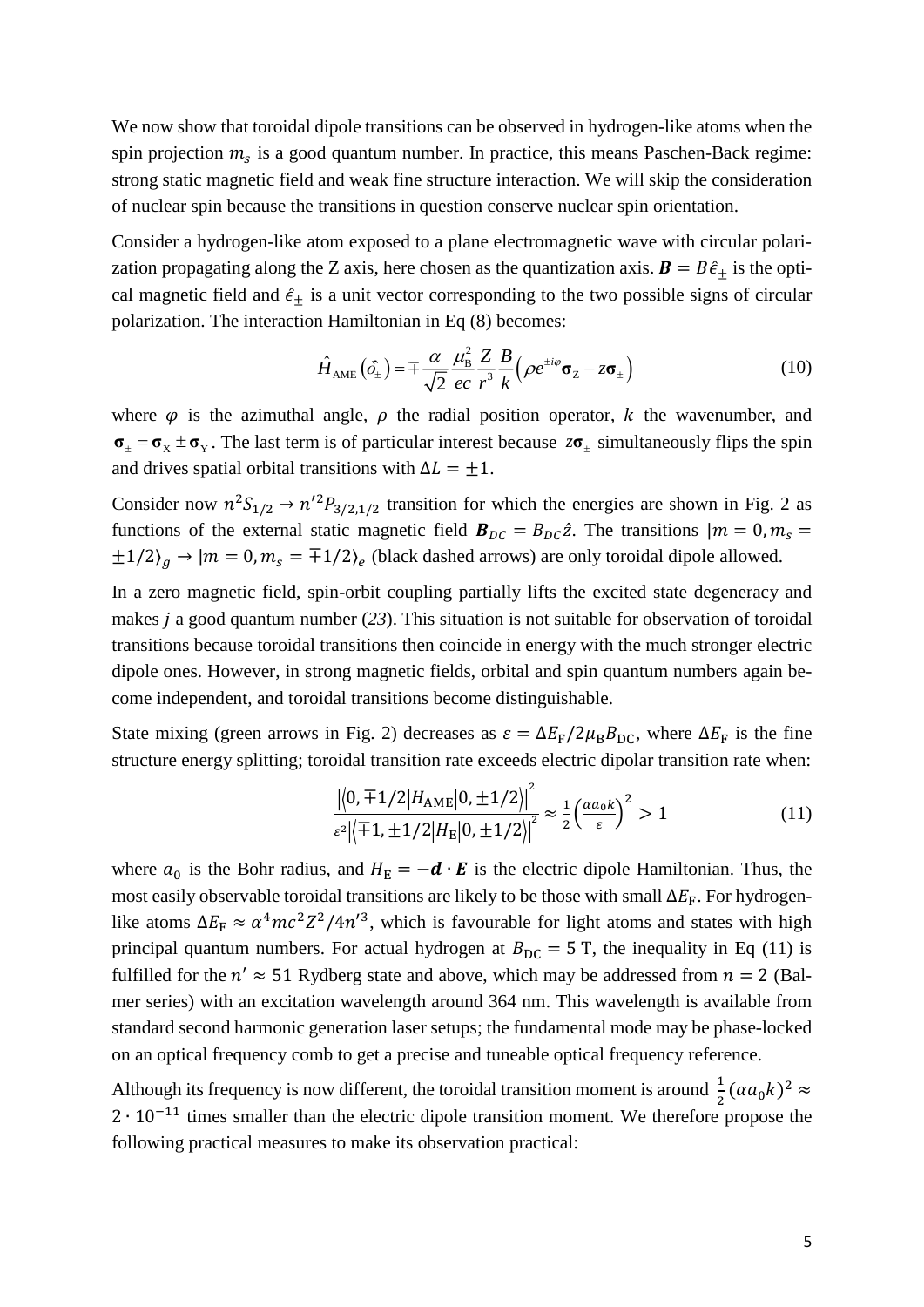We now show that toroidal dipole transitions can be observed in hydrogen-like atoms when the spin projection $m_s$ is a good quantum number. In practice, this means Paschen-Back regime: strong static magnetic field and weak fine structure interaction. We will skip the consideration of nuclear spin because the transitions in question conserve nuclear spin orientation.

Consider a hydrogen-like atom exposed to a plane electromagnetic wave with circular polarization propagating along the Z axis, here chosen as the quantization axis. $\boldsymbol{B} = B\hat{\epsilon}_{\pm}$ is the optical magnetic field and $\hat{\epsilon}_{\pm}$ is a unit vector corresponding to the two possible signs of circular polarization. The interaction Hamiltonian in Eq (8) becomes:

$$\hat{H}_{\text{AME}}\left(\hat{\sigma_{\pm}}\right) = \mp \frac{\alpha}{\sqrt{2}} \frac{\mu_{\text{B}}^2}{ec} \frac{Z}{r^3} \frac{B}{k} \left(\rho e^{\pm i\varphi} \boldsymbol{\sigma}_{\text{Z}} - z\boldsymbol{\sigma}_{\pm}\right) \tag{10}$$

where $\varphi$ is the azimuthal angle, $\rho$ the radial position operator, $k$ the wavenumber, and $\boldsymbol{\sigma}_{\pm} = \boldsymbol{\sigma}_{\text{X}} \pm \boldsymbol{\sigma}_{\text{Y}}$. The last term is of particular interest because $z\boldsymbol{\sigma}_{\pm}$ simultaneously flips the spin and drives spatial orbital transitions with $\Delta L = \pm 1$.

Consider now $n^2S_{1/2} \to n'^2P_{3/2,1/2}$ transition for which the energies are shown in Fig. 2 as functions of the external static magnetic field $\boldsymbol{B}_{DC} = B_{DC}\hat{z}$. The transitions $|m = 0, m_s = \pm 1/2\rangle_g \to |m = 0, m_s = \mp 1/2\rangle_e$ (black dashed arrows) are only toroidal dipole allowed.

In a zero magnetic field, spin-orbit coupling partially lifts the excited state degeneracy and makes *j* a good quantum number (*23*). This situation is not suitable for observation of toroidal transitions because toroidal transitions then coincide in energy with the much stronger electric dipole ones. However, in strong magnetic fields, orbital and spin quantum numbers again become independent, and toroidal transitions become distinguishable.

State mixing (green arrows in Fig. 2) decreases as $\varepsilon = \Delta E_{\text{F}}/2\mu_{\text{B}}B_{\text{DC}}$, where $\Delta E_{\text{F}}$ is the fine structure energy splitting; toroidal transition rate exceeds electric dipolar transition rate when:

$$\frac{\left|\langle 0, \mp 1/2 | H_{\text{AME}} | 0, \pm 1/2 \rangle\right|^2}{\varepsilon^2 \left|\langle \mp 1, \pm 1/2 | H_{\text{E}} | 0, \pm 1/2 \rangle\right|^2} \approx \frac{1}{2}\left(\frac{\alpha a_0 k}{\varepsilon}\right)^2 > 1 \tag{11}$$

where $a_0$ is the Bohr radius, and $H_{\text{E}} = -\boldsymbol{d} \cdot \boldsymbol{E}$ is the electric dipole Hamiltonian. Thus, the most easily observable toroidal transitions are likely to be those with small $\Delta E_{\text{F}}$. For hydrogen-like atoms $\Delta E_{\text{F}} \approx \alpha^4 mc^2 Z^2/4n'^3$, which is favourable for light atoms and states with high principal quantum numbers. For actual hydrogen at $B_{\text{DC}} = 5$ T, the inequality in Eq (11) is fulfilled for the $n' \approx 51$ Rydberg state and above, which may be addressed from $n = 2$ (Balmer series) with an excitation wavelength around 364 nm. This wavelength is available from standard second harmonic generation laser setups; the fundamental mode may be phase-locked on an optical frequency comb to get a precise and tuneable optical frequency reference.

Although its frequency is now different, the toroidal transition moment is around $\frac{1}{2}(\alpha a_0 k)^2 \approx 2 \cdot 10^{-11}$ times smaller than the electric dipole transition moment. We therefore propose the following practical measures to make its observation practical: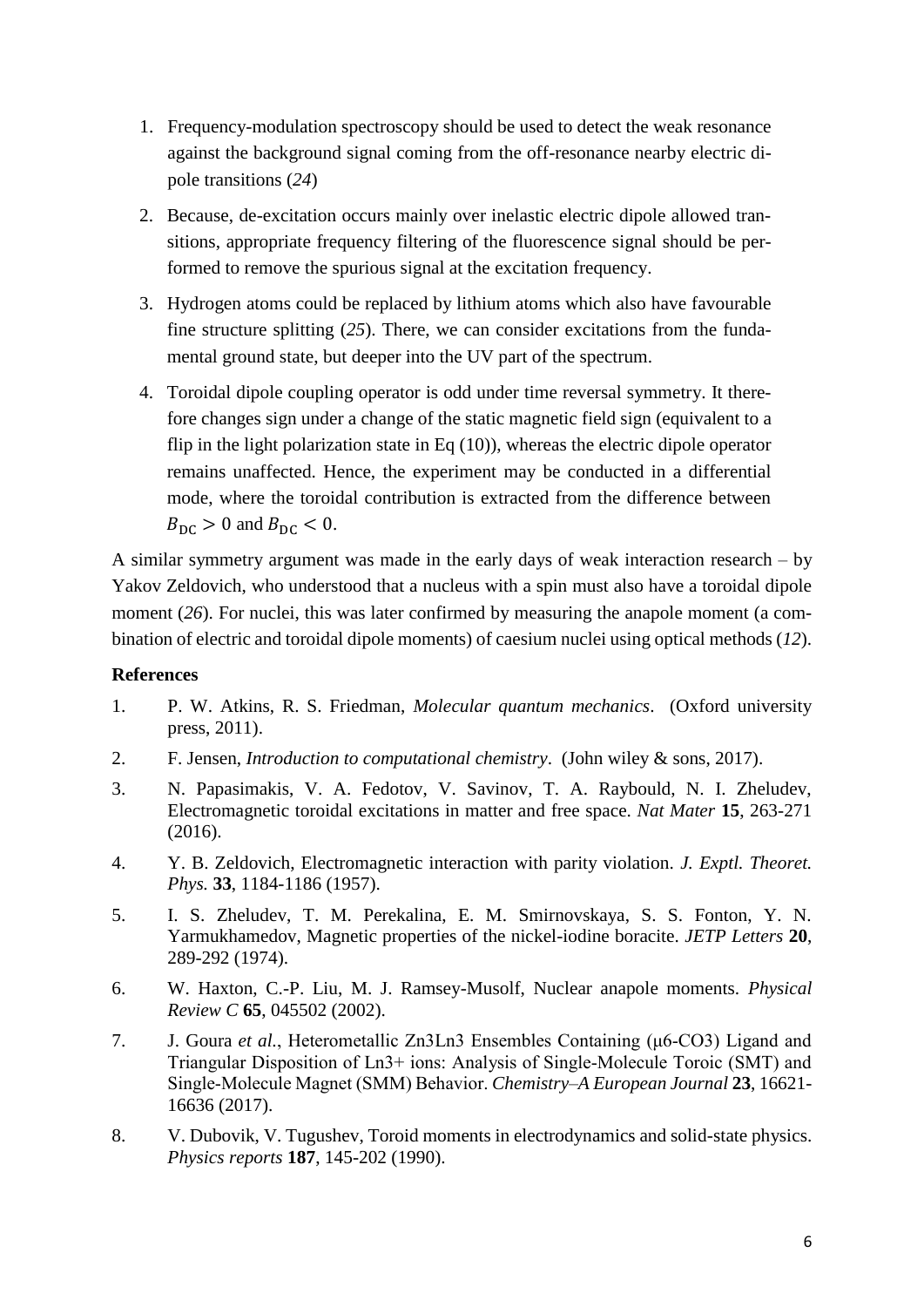1. Frequency-modulation spectroscopy should be used to detect the weak resonance against the background signal coming from the off-resonance nearby electric dipole transitions (*24*)

2. Because, de-excitation occurs mainly over inelastic electric dipole allowed transitions, appropriate frequency filtering of the fluorescence signal should be performed to remove the spurious signal at the excitation frequency.

3. Hydrogen atoms could be replaced by lithium atoms which also have favourable fine structure splitting (*25*). There, we can consider excitations from the fundamental ground state, but deeper into the UV part of the spectrum.

4. Toroidal dipole coupling operator is odd under time reversal symmetry. It therefore changes sign under a change of the static magnetic field sign (equivalent to a flip in the light polarization state in Eq (10)), whereas the electric dipole operator remains unaffected. Hence, the experiment may be conducted in a differential mode, where the toroidal contribution is extracted from the difference between $B_{\mathrm{DC}} > 0$ and $B_{\mathrm{DC}} < 0$.

A similar symmetry argument was made in the early days of weak interaction research – by Yakov Zeldovich, who understood that a nucleus with a spin must also have a toroidal dipole moment (*26*). For nuclei, this was later confirmed by measuring the anapole moment (a combination of electric and toroidal dipole moments) of caesium nuclei using optical methods (*12*).

## References

1. P. W. Atkins, R. S. Friedman, *Molecular quantum mechanics*. (Oxford university press, 2011).
2. F. Jensen, *Introduction to computational chemistry*. (John wiley & sons, 2017).
3. N. Papasimakis, V. A. Fedotov, V. Savinov, T. A. Raybould, N. I. Zheludev, Electromagnetic toroidal excitations in matter and free space. *Nat Mater* **15**, 263-271 (2016).
4. Y. B. Zeldovich, Electromagnetic interaction with parity violation. *J. Exptl. Theoret. Phys.* **33**, 1184-1186 (1957).
5. I. S. Zheludev, T. M. Perekalina, E. M. Smirnovskaya, S. S. Fonton, Y. N. Yarmukhamedov, Magnetic properties of the nickel-iodine boracite. *JETP Letters* **20**, 289-292 (1974).
6. W. Haxton, C.-P. Liu, M. J. Ramsey-Musolf, Nuclear anapole moments. *Physical Review C* **65**, 045502 (2002).
7. J. Goura *et al.*, Heterometallic Zn3Ln3 Ensembles Containing (μ6-CO3) Ligand and Triangular Disposition of Ln3+ ions: Analysis of Single-Molecule Toroic (SMT) and Single-Molecule Magnet (SMM) Behavior. *Chemistry–A European Journal* **23**, 16621-16636 (2017).
8. V. Dubovik, V. Tugushev, Toroid moments in electrodynamics and solid-state physics. *Physics reports* **187**, 145-202 (1990).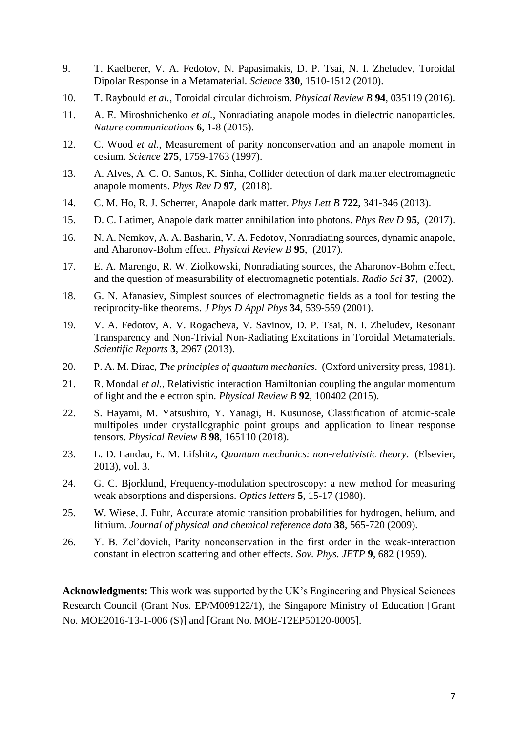9. T. Kaelberer, V. A. Fedotov, N. Papasimakis, D. P. Tsai, N. I. Zheludev, Toroidal Dipolar Response in a Metamaterial. *Science* **330**, 1510-1512 (2010).
10. T. Raybould *et al.*, Toroidal circular dichroism. *Physical Review B* **94**, 035119 (2016).
11. A. E. Miroshnichenko *et al.*, Nonradiating anapole modes in dielectric nanoparticles. *Nature communications* **6**, 1-8 (2015).
12. C. Wood *et al.*, Measurement of parity nonconservation and an anapole moment in cesium. *Science* **275**, 1759-1763 (1997).
13. A. Alves, A. C. O. Santos, K. Sinha, Collider detection of dark matter electromagnetic anapole moments. *Phys Rev D* **97**, (2018).
14. C. M. Ho, R. J. Scherrer, Anapole dark matter. *Phys Lett B* **722**, 341-346 (2013).
15. D. C. Latimer, Anapole dark matter annihilation into photons. *Phys Rev D* **95**, (2017).
16. N. A. Nemkov, A. A. Basharin, V. A. Fedotov, Nonradiating sources, dynamic anapole, and Aharonov-Bohm effect. *Physical Review B* **95**, (2017).
17. E. A. Marengo, R. W. Ziolkowski, Nonradiating sources, the Aharonov-Bohm effect, and the question of measurability of electromagnetic potentials. *Radio Sci* **37**, (2002).
18. G. N. Afanasiev, Simplest sources of electromagnetic fields as a tool for testing the reciprocity-like theorems. *J Phys D Appl Phys* **34**, 539-559 (2001).
19. V. A. Fedotov, A. V. Rogacheva, V. Savinov, D. P. Tsai, N. I. Zheludev, Resonant Transparency and Non-Trivial Non-Radiating Excitations in Toroidal Metamaterials. *Scientific Reports* **3**, 2967 (2013).
20. P. A. M. Dirac, *The principles of quantum mechanics*. (Oxford university press, 1981).
21. R. Mondal *et al.*, Relativistic interaction Hamiltonian coupling the angular momentum of light and the electron spin. *Physical Review B* **92**, 100402 (2015).
22. S. Hayami, M. Yatsushiro, Y. Yanagi, H. Kusunose, Classification of atomic-scale multipoles under crystallographic point groups and application to linear response tensors. *Physical Review B* **98**, 165110 (2018).
23. L. D. Landau, E. M. Lifshitz, *Quantum mechanics: non-relativistic theory*. (Elsevier, 2013), vol. 3.
24. G. C. Bjorklund, Frequency-modulation spectroscopy: a new method for measuring weak absorptions and dispersions. *Optics letters* **5**, 15-17 (1980).
25. W. Wiese, J. Fuhr, Accurate atomic transition probabilities for hydrogen, helium, and lithium. *Journal of physical and chemical reference data* **38**, 565-720 (2009).
26. Y. B. Zel'dovich, Parity nonconservation in the first order in the weak-interaction constant in electron scattering and other effects. *Sov. Phys. JETP* **9**, 682 (1959).

**Acknowledgments:** This work was supported by the UK's Engineering and Physical Sciences Research Council (Grant Nos. EP/M009122/1), the Singapore Ministry of Education [Grant No. MOE2016-T3-1-006 (S)] and [Grant No. MOE-T2EP50120-0005].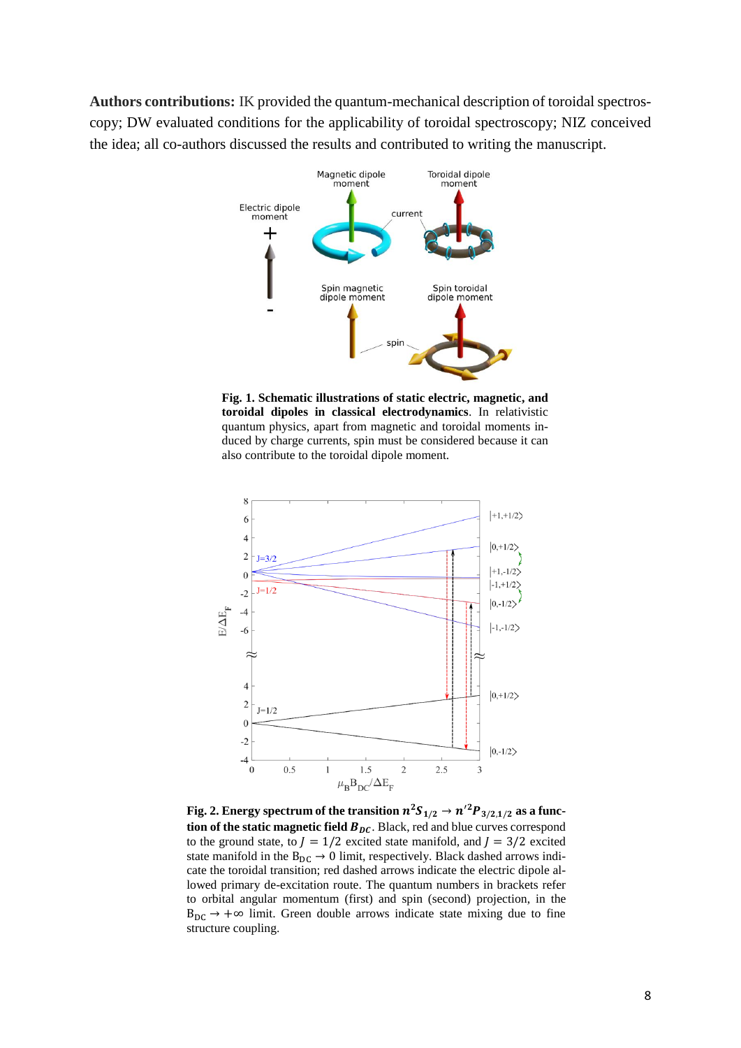**Authors contributions:** IK provided the quantum-mechanical description of toroidal spectroscopy; DW evaluated conditions for the applicability of toroidal spectroscopy; NIZ conceived the idea; all co-authors discussed the results and contributed to writing the manuscript.

**Fig. 1. Schematic illustrations of static electric, magnetic, and toroidal dipoles in classical electrodynamics**. In relativistic quantum physics, apart from magnetic and toroidal moments induced by charge currents, spin must be considered because it can also contribute to the toroidal dipole moment.

**Fig. 2. Energy spectrum of the transition $n^2S_{1/2} \rightarrow n'^2P_{3/2,1/2}$ as a function of the static magnetic field $B_{DC}$**. Black, red and blue curves correspond to the ground state, to $J = 1/2$ excited state manifold, and $J = 3/2$ excited state manifold in the $B_{DC} \rightarrow 0$ limit, respectively. Black dashed arrows indicate the toroidal transition; red dashed arrows indicate the electric dipole allowed primary de-excitation route. The quantum numbers in brackets refer to orbital angular momentum (first) and spin (second) projection, in the $B_{DC} \rightarrow +\infty$ limit. Green double arrows indicate state mixing due to fine structure coupling.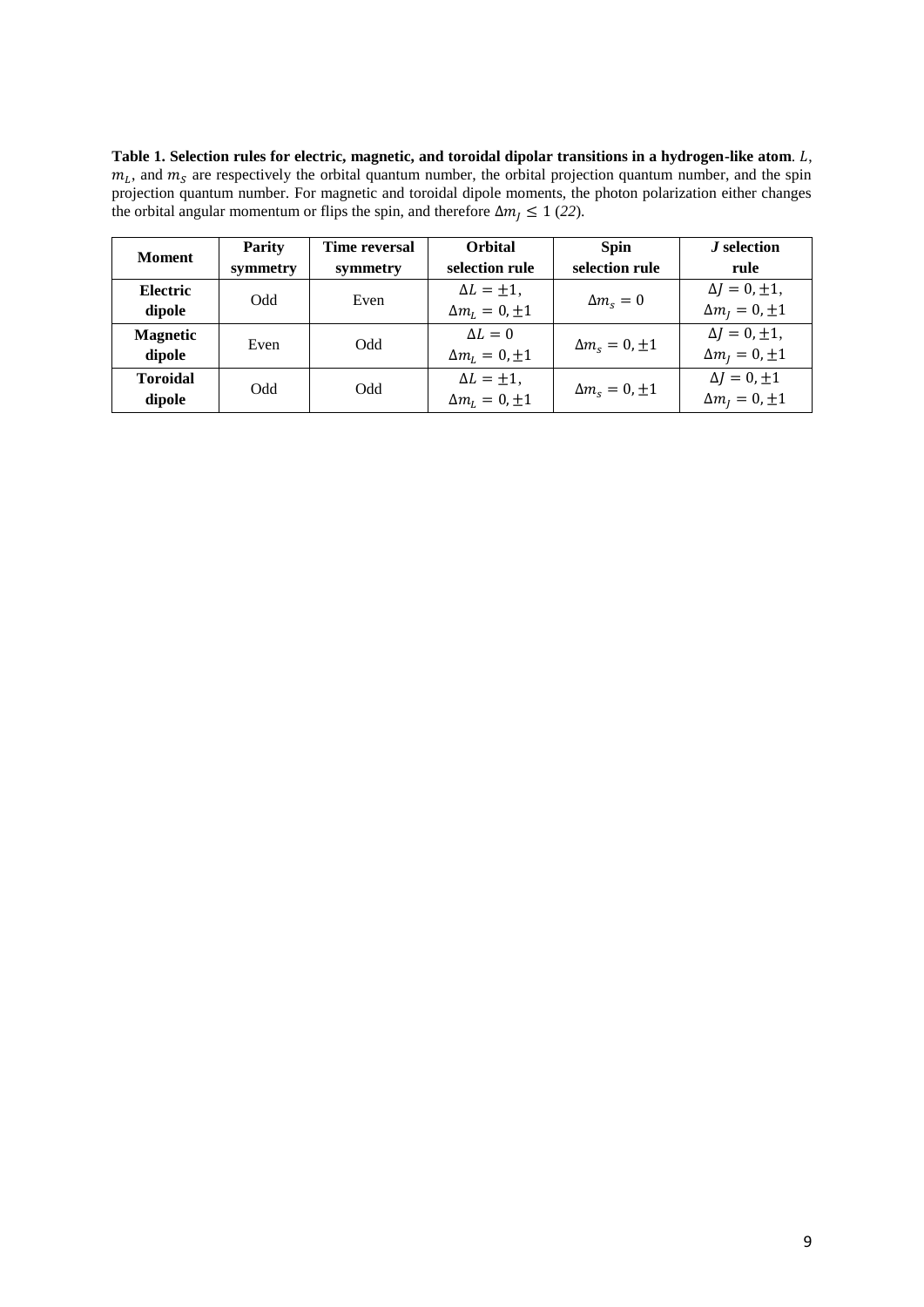**Table 1. Selection rules for electric, magnetic, and toroidal dipolar transitions in a hydrogen-like atom**. $L$, $m_L$, and $m_S$ are respectively the orbital quantum number, the orbital projection quantum number, and the spin projection quantum number. For magnetic and toroidal dipole moments, the photon polarization either changes the orbital angular momentum or flips the spin, and therefore $\Delta m_J \leq 1$ (*22*).

| Moment | Parity symmetry | Time reversal symmetry | Orbital selection rule | Spin selection rule | *J* selection rule |
|---|---|---|---|---|---|
| **Electric dipole** | Odd | Even | $\Delta L = \pm 1$, $\Delta m_L = 0, \pm 1$ | $\Delta m_s = 0$ | $\Delta J = 0, \pm 1$, $\Delta m_J = 0, \pm 1$ |
| **Magnetic dipole** | Even | Odd | $\Delta L = 0$ $\Delta m_L = 0, \pm 1$ | $\Delta m_s = 0, \pm 1$ | $\Delta J = 0, \pm 1$, $\Delta m_J = 0, \pm 1$ |
| **Toroidal dipole** | Odd | Odd | $\Delta L = \pm 1$, $\Delta m_L = 0, \pm 1$ | $\Delta m_s = 0, \pm 1$ | $\Delta J = 0, \pm 1$ $\Delta m_J = 0, \pm 1$ |